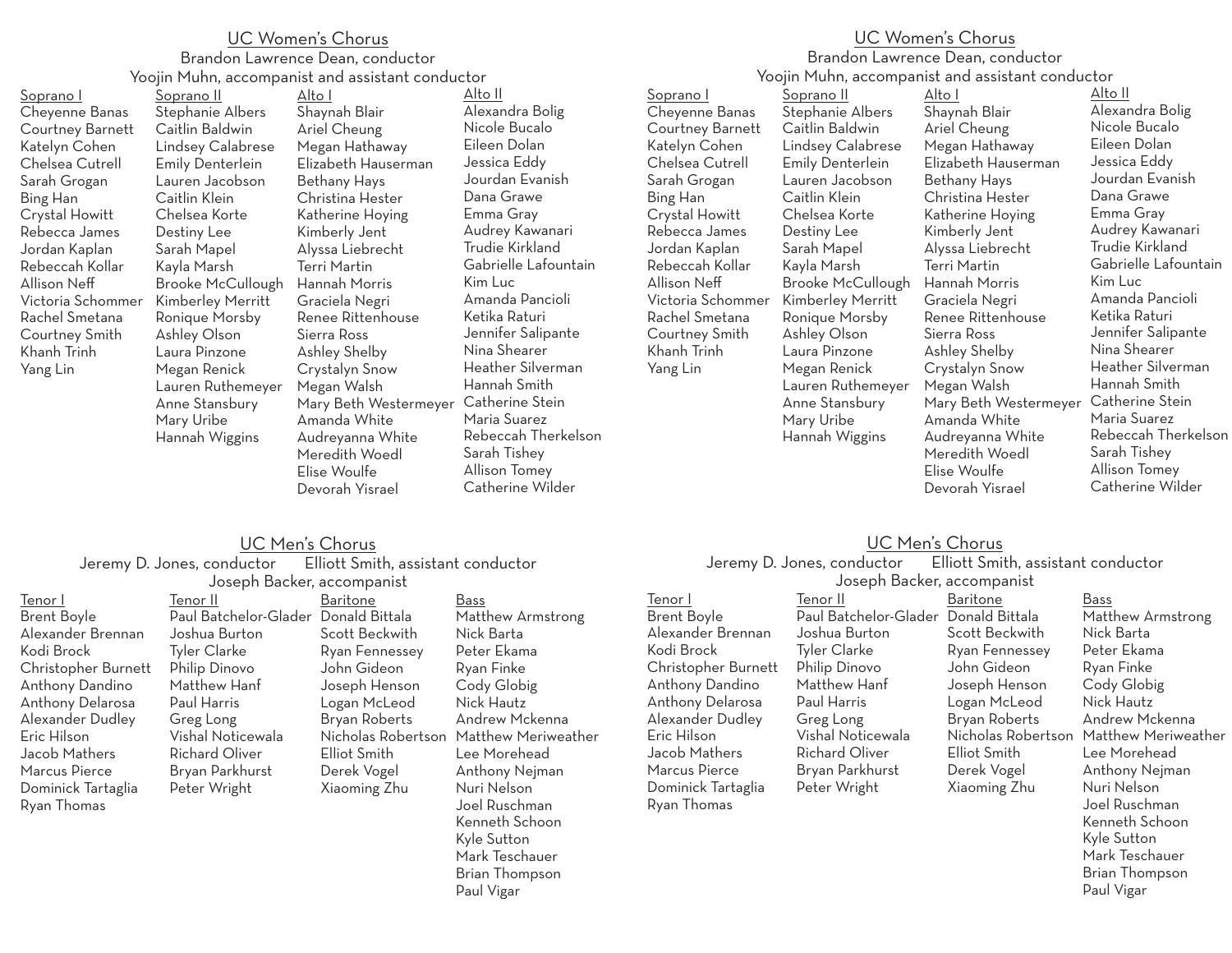## UC Women's Chorus

Brandon Lawrence Dean, conductor
Yoojin Muhn, accompanist and assistant conductor

**Soprano I**
Cheyenne Banas
Courtney Barnett
Katelyn Cohen
Chelsea Cutrell
Sarah Grogan
Bing Han
Crystal Howitt
Rebecca James
Jordan Kaplan
Rebeccah Kollar
Allison Neff
Victoria Schommer
Rachel Smetana
Courtney Smith
Khanh Trinh
Yang Lin

**Soprano II**
Stephanie Albers
Caitlin Baldwin
Lindsey Calabrese
Emily Denterlein
Lauren Jacobson
Caitlin Klein
Chelsea Korte
Destiny Lee
Sarah Mapel
Kayla Marsh
Brooke McCullough
Kimberley Merritt
Ronique Morsby
Ashley Olson
Laura Pinzone
Megan Renick
Lauren Ruthemeyer
Anne Stansbury
Mary Uribe
Hannah Wiggins

**Alto I**
Shaynah Blair
Ariel Cheung
Megan Hathaway
Elizabeth Hauserman
Bethany Hays
Christina Hester
Katherine Hoying
Kimberly Jent
Alyssa Liebrecht
Terri Martin
Hannah Morris
Graciela Negri
Renee Rittenhouse
Sierra Ross
Ashley Shelby
Crystalyn Snow
Megan Walsh
Mary Beth Westermeyer
Amanda White
Audreyanna White
Meredith Woedl
Elise Woulfe
Devorah Yisrael

**Alto II**
Alexandra Bolig
Nicole Bucalo
Eileen Dolan
Jessica Eddy
Jourdan Evanish
Dana Grawe
Emma Gray
Audrey Kawanari
Trudie Kirkland
Gabrielle Lafountain
Kim Luc
Amanda Pancioli
Ketika Raturi
Jennifer Salipante
Nina Shearer
Heather Silverman
Hannah Smith
Catherine Stein
Maria Suarez
Rebeccah Therkelson
Sarah Tishey
Allison Tomey
Catherine Wilder

## UC Men's Chorus

Jeremy D. Jones, conductor    Elliott Smith, assistant conductor
Joseph Backer, accompanist

**Tenor I**
Brent Boyle
Alexander Brennan
Kodi Brock
Christopher Burnett
Anthony Dandino
Anthony Delarosa
Alexander Dudley
Eric Hilson
Jacob Mathers
Marcus Pierce
Dominick Tartaglia
Ryan Thomas

**Tenor II**
Paul Batchelor-Glader
Joshua Burton
Tyler Clarke
Philip Dinovo
Matthew Hanf
Paul Harris
Greg Long
Vishal Noticewala
Richard Oliver
Bryan Parkhurst
Peter Wright

**Baritone**
Donald Bittala
Scott Beckwith
Ryan Fennessey
John Gideon
Joseph Henson
Logan McLeod
Bryan Roberts
Nicholas Robertson
Elliot Smith
Derek Vogel
Xiaoming Zhu

**Bass**
Matthew Armstrong
Nick Barta
Peter Ekama
Ryan Finke
Cody Globig
Nick Hautz
Andrew Mckenna
Matthew Meriweather
Lee Morehead
Anthony Nejman
Nuri Nelson
Joel Ruschman
Kenneth Schoon
Kyle Sutton
Mark Teschauer
Brian Thompson
Paul Vigar

## UC Women's Chorus

Brandon Lawrence Dean, conductor
Yoojin Muhn, accompanist and assistant conductor

**Soprano I**
Cheyenne Banas
Courtney Barnett
Katelyn Cohen
Chelsea Cutrell
Sarah Grogan
Bing Han
Crystal Howitt
Rebecca James
Jordan Kaplan
Rebeccah Kollar
Allison Neff
Victoria Schommer
Rachel Smetana
Courtney Smith
Khanh Trinh
Yang Lin

**Soprano II**
Stephanie Albers
Caitlin Baldwin
Lindsey Calabrese
Emily Denterlein
Lauren Jacobson
Caitlin Klein
Chelsea Korte
Destiny Lee
Sarah Mapel
Kayla Marsh
Brooke McCullough
Kimberley Merritt
Ronique Morsby
Ashley Olson
Laura Pinzone
Megan Renick
Lauren Ruthemeyer
Anne Stansbury
Mary Uribe
Hannah Wiggins

**Alto I**
Shaynah Blair
Ariel Cheung
Megan Hathaway
Elizabeth Hauserman
Bethany Hays
Christina Hester
Katherine Hoying
Kimberly Jent
Alyssa Liebrecht
Terri Martin
Hannah Morris
Graciela Negri
Renee Rittenhouse
Sierra Ross
Ashley Shelby
Crystalyn Snow
Megan Walsh
Mary Beth Westermeyer
Amanda White
Audreyanna White
Meredith Woedl
Elise Woulfe
Devorah Yisrael

**Alto II**
Alexandra Bolig
Nicole Bucalo
Eileen Dolan
Jessica Eddy
Jourdan Evanish
Dana Grawe
Emma Gray
Audrey Kawanari
Trudie Kirkland
Gabrielle Lafountain
Kim Luc
Amanda Pancioli
Ketika Raturi
Jennifer Salipante
Nina Shearer
Heather Silverman
Hannah Smith
Catherine Stein
Maria Suarez
Rebeccah Therkelson
Sarah Tishey
Allison Tomey
Catherine Wilder

## UC Men's Chorus

Jeremy D. Jones, conductor    Elliott Smith, assistant conductor
Joseph Backer, accompanist

**Tenor I**
Brent Boyle
Alexander Brennan
Kodi Brock
Christopher Burnett
Anthony Dandino
Anthony Delarosa
Alexander Dudley
Eric Hilson
Jacob Mathers
Marcus Pierce
Dominick Tartaglia
Ryan Thomas

**Tenor II**
Paul Batchelor-Glader
Joshua Burton
Tyler Clarke
Philip Dinovo
Matthew Hanf
Paul Harris
Greg Long
Vishal Noticewala
Richard Oliver
Bryan Parkhurst
Peter Wright

**Baritone**
Donald Bittala
Scott Beckwith
Ryan Fennessey
John Gideon
Joseph Henson
Logan McLeod
Bryan Roberts
Nicholas Robertson
Elliot Smith
Derek Vogel
Xiaoming Zhu

**Bass**
Matthew Armstrong
Nick Barta
Peter Ekama
Ryan Finke
Cody Globig
Nick Hautz
Andrew Mckenna
Matthew Meriweather
Lee Morehead
Anthony Nejman
Nuri Nelson
Joel Ruschman
Kenneth Schoon
Kyle Sutton
Mark Teschauer
Brian Thompson
Paul Vigar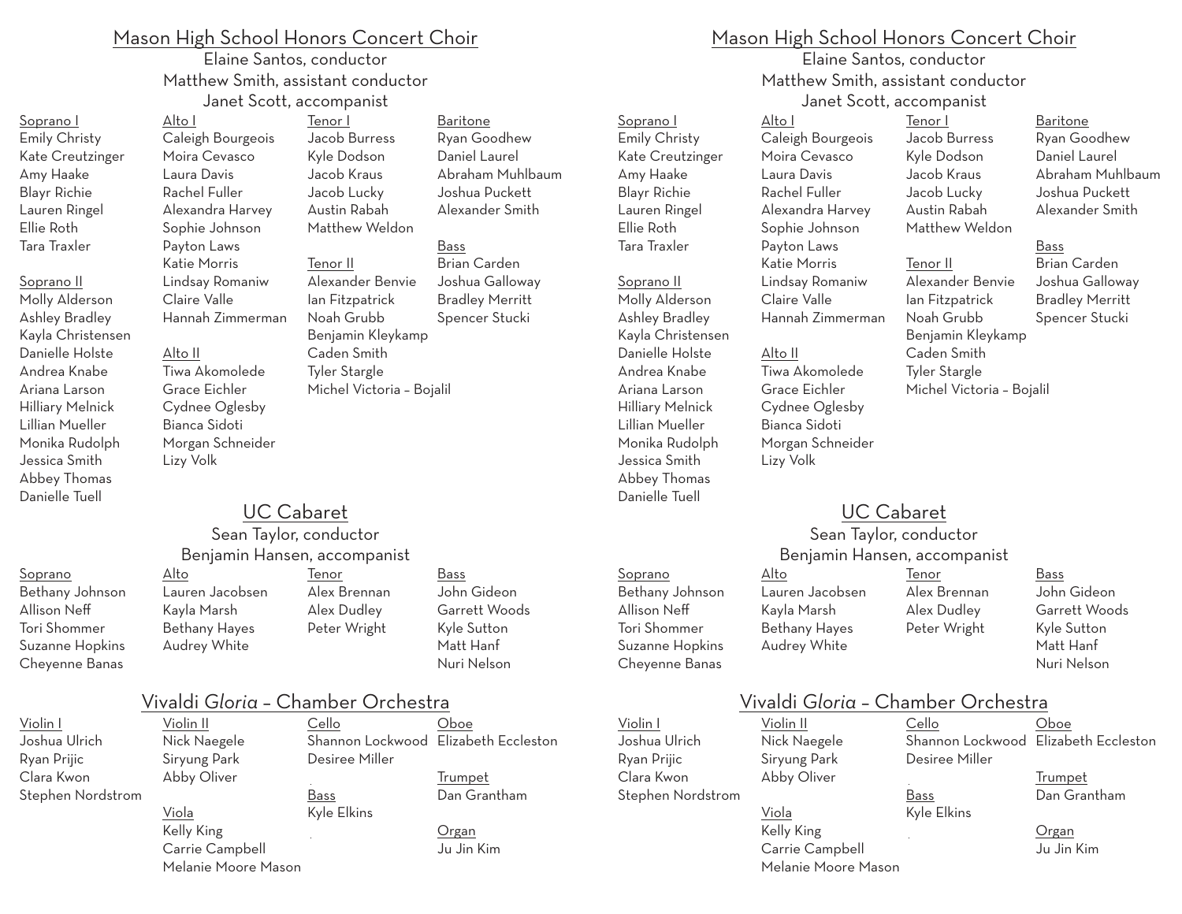## Mason High School Honors Concert Choir

Elaine Santos, conductor
Matthew Smith, assistant conductor
Janet Scott, accompanist

**Soprano I**
Emily Christy
Kate Creutzinger
Amy Haake
Blayr Richie
Lauren Ringel
Ellie Roth
Tara Traxler

**Soprano II**
Molly Alderson
Ashley Bradley
Kayla Christensen
Danielle Holste
Andrea Knabe
Ariana Larson
Hilliary Melnick
Lillian Mueller
Monika Rudolph
Jessica Smith
Abbey Thomas
Danielle Tuell

**Alto I**
Caleigh Bourgeois
Moira Cevasco
Laura Davis
Rachel Fuller
Alexandra Harvey
Sophie Johnson
Payton Laws
Katie Morris
Lindsay Romaniw
Claire Valle
Hannah Zimmerman

**Alto II**
Tiwa Akomolede
Grace Eichler
Cydnee Oglesby
Bianca Sidoti
Morgan Schneider
Lizy Volk

**Tenor I**
Jacob Burress
Kyle Dodson
Jacob Kraus
Jacob Lucky
Austin Rabah
Matthew Weldon

**Tenor II**
Alexander Benvie
Ian Fitzpatrick
Noah Grubb
Benjamin Kleykamp
Caden Smith
Tyler Stargle
Michel Victoria – Bojalil

**Baritone**
Ryan Goodhew
Daniel Laurel
Abraham Muhlbaum
Joshua Puckett
Alexander Smith

**Bass**
Brian Carden
Joshua Galloway
Bradley Merritt
Spencer Stucki

## UC Cabaret

Sean Taylor, conductor
Benjamin Hansen, accompanist

**Soprano**
Bethany Johnson
Allison Neff
Tori Shommer
Suzanne Hopkins
Cheyenne Banas

**Alto**
Lauren Jacobsen
Kayla Marsh
Bethany Hayes
Audrey White

**Tenor**
Alex Brennan
Alex Dudley
Peter Wright

**Bass**
John Gideon
Garrett Woods
Kyle Sutton
Matt Hanf
Nuri Nelson

## Vivaldi *Gloria* – Chamber Orchestra

**Violin I**
Joshua Ulrich
Ryan Prijic
Clara Kwon
Stephen Nordstrom

**Violin II**
Nick Naegele
Siryung Park
Abby Oliver

**Viola**
Kelly King
Carrie Campbell
Melanie Moore Mason

**Cello**
Shannon Lockwood
Desiree Miller

**Bass**
Kyle Elkins

**Oboe**
Elizabeth Eccleston

**Trumpet**
Dan Grantham

**Organ**
Ju Jin Kim

## Mason High School Honors Concert Choir

Elaine Santos, conductor
Matthew Smith, assistant conductor
Janet Scott, accompanist

**Soprano I**
Emily Christy
Kate Creutzinger
Amy Haake
Blayr Richie
Lauren Ringel
Ellie Roth
Tara Traxler

**Soprano II**
Molly Alderson
Ashley Bradley
Kayla Christensen
Danielle Holste
Andrea Knabe
Ariana Larson
Hilliary Melnick
Lillian Mueller
Monika Rudolph
Jessica Smith
Abbey Thomas
Danielle Tuell

**Alto I**
Caleigh Bourgeois
Moira Cevasco
Laura Davis
Rachel Fuller
Alexandra Harvey
Sophie Johnson
Payton Laws
Katie Morris
Lindsay Romaniw
Claire Valle
Hannah Zimmerman

**Alto II**
Tiwa Akomolede
Grace Eichler
Cydnee Oglesby
Bianca Sidoti
Morgan Schneider
Lizy Volk

**Tenor I**
Jacob Burress
Kyle Dodson
Jacob Kraus
Jacob Lucky
Austin Rabah
Matthew Weldon

**Tenor II**
Alexander Benvie
Ian Fitzpatrick
Noah Grubb
Benjamin Kleykamp
Caden Smith
Tyler Stargle
Michel Victoria – Bojalil

**Baritone**
Ryan Goodhew
Daniel Laurel
Abraham Muhlbaum
Joshua Puckett
Alexander Smith

**Bass**
Brian Carden
Joshua Galloway
Bradley Merritt
Spencer Stucki

## UC Cabaret

Sean Taylor, conductor
Benjamin Hansen, accompanist

**Soprano**
Bethany Johnson
Allison Neff
Tori Shommer
Suzanne Hopkins
Cheyenne Banas

**Alto**
Lauren Jacobsen
Kayla Marsh
Bethany Hayes
Audrey White

**Tenor**
Alex Brennan
Alex Dudley
Peter Wright

**Bass**
John Gideon
Garrett Woods
Kyle Sutton
Matt Hanf
Nuri Nelson

## Vivaldi *Gloria* – Chamber Orchestra

**Violin I**
Joshua Ulrich
Ryan Prijic
Clara Kwon
Stephen Nordstrom

**Violin II**
Nick Naegele
Siryung Park
Abby Oliver

**Viola**
Kelly King
Carrie Campbell
Melanie Moore Mason

**Cello**
Shannon Lockwood
Desiree Miller

**Bass**
Kyle Elkins

**Oboe**
Elizabeth Eccleston

**Trumpet**
Dan Grantham

**Organ**
Ju Jin Kim